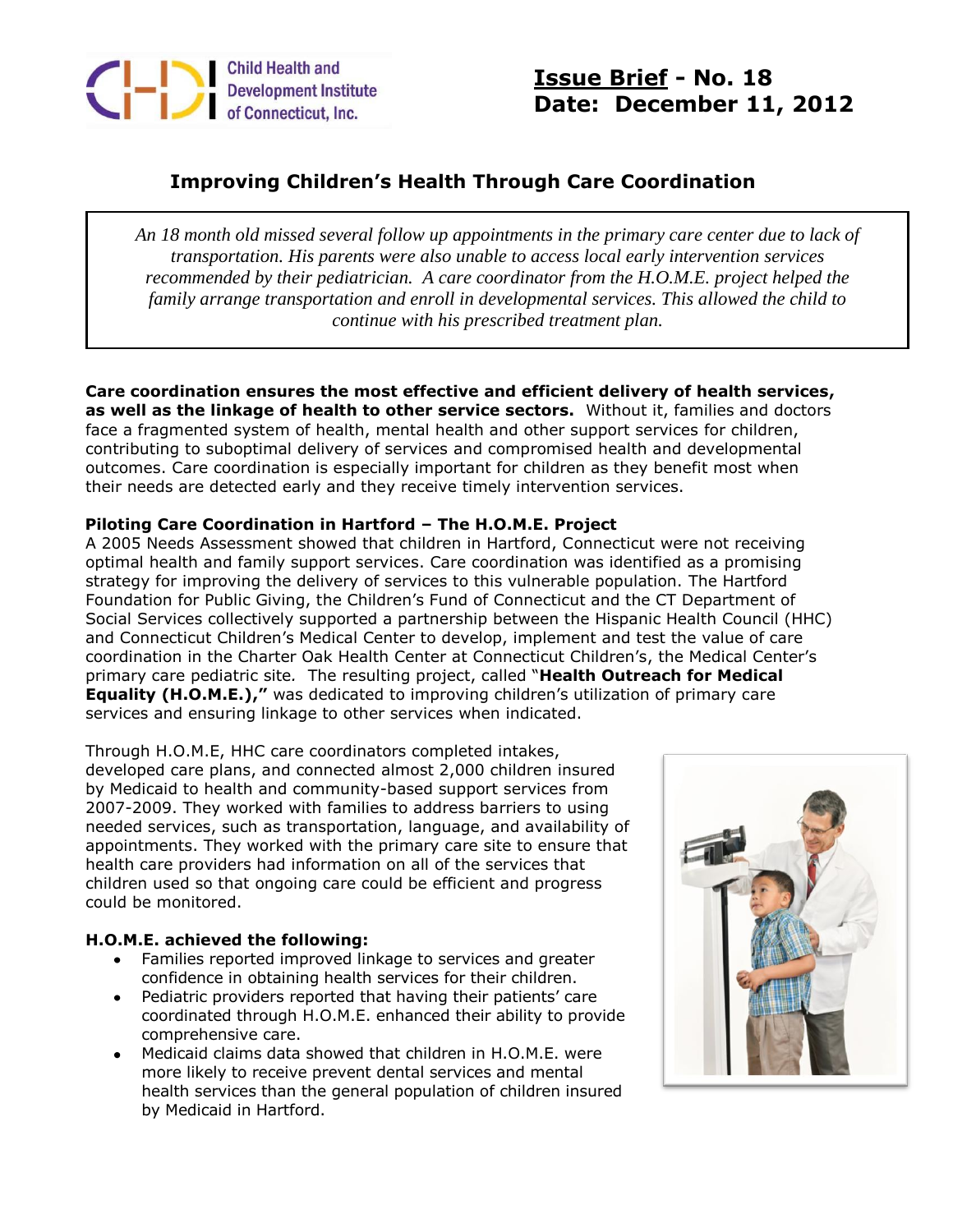Child Health and Development Institute of Connecticut, Inc.

**Issue Brief - No. 18**
**Date: December 11, 2012**

# Improving Children's Health Through Care Coordination

> *An 18 month old missed several follow up appointments in the primary care center due to lack of transportation. His parents were also unable to access local early intervention services recommended by their pediatrician. A care coordinator from the H.O.M.E. project helped the family arrange transportation and enroll in developmental services. This allowed the child to continue with his prescribed treatment plan.*

**Care coordination ensures the most effective and efficient delivery of health services, as well as the linkage of health to other service sectors.** Without it, families and doctors face a fragmented system of health, mental health and other support services for children, contributing to suboptimal delivery of services and compromised health and developmental outcomes. Care coordination is especially important for children as they benefit most when their needs are detected early and they receive timely intervention services.

### Piloting Care Coordination in Hartford – The H.O.M.E. Project

A 2005 Needs Assessment showed that children in Hartford, Connecticut were not receiving optimal health and family support services. Care coordination was identified as a promising strategy for improving the delivery of services to this vulnerable population. The Hartford Foundation for Public Giving, the Children's Fund of Connecticut and the CT Department of Social Services collectively supported a partnership between the Hispanic Health Council (HHC) and Connecticut Children's Medical Center to develop, implement and test the value of care coordination in the Charter Oak Health Center at Connecticut Children's, the Medical Center's primary care pediatric site. The resulting project, called "**Health Outreach for Medical Equality (H.O.M.E.),"** was dedicated to improving children's utilization of primary care services and ensuring linkage to other services when indicated.

Through H.O.M.E, HHC care coordinators completed intakes, developed care plans, and connected almost 2,000 children insured by Medicaid to health and community-based support services from 2007-2009. They worked with families to address barriers to using needed services, such as transportation, language, and availability of appointments. They worked with the primary care site to ensure that health care providers had information on all of the services that children used so that ongoing care could be efficient and progress could be monitored.

### H.O.M.E. achieved the following:

- Families reported improved linkage to services and greater confidence in obtaining health services for their children.
- Pediatric providers reported that having their patients' care coordinated through H.O.M.E. enhanced their ability to provide comprehensive care.
- Medicaid claims data showed that children in H.O.M.E. were more likely to receive prevent dental services and mental health services than the general population of children insured by Medicaid in Hartford.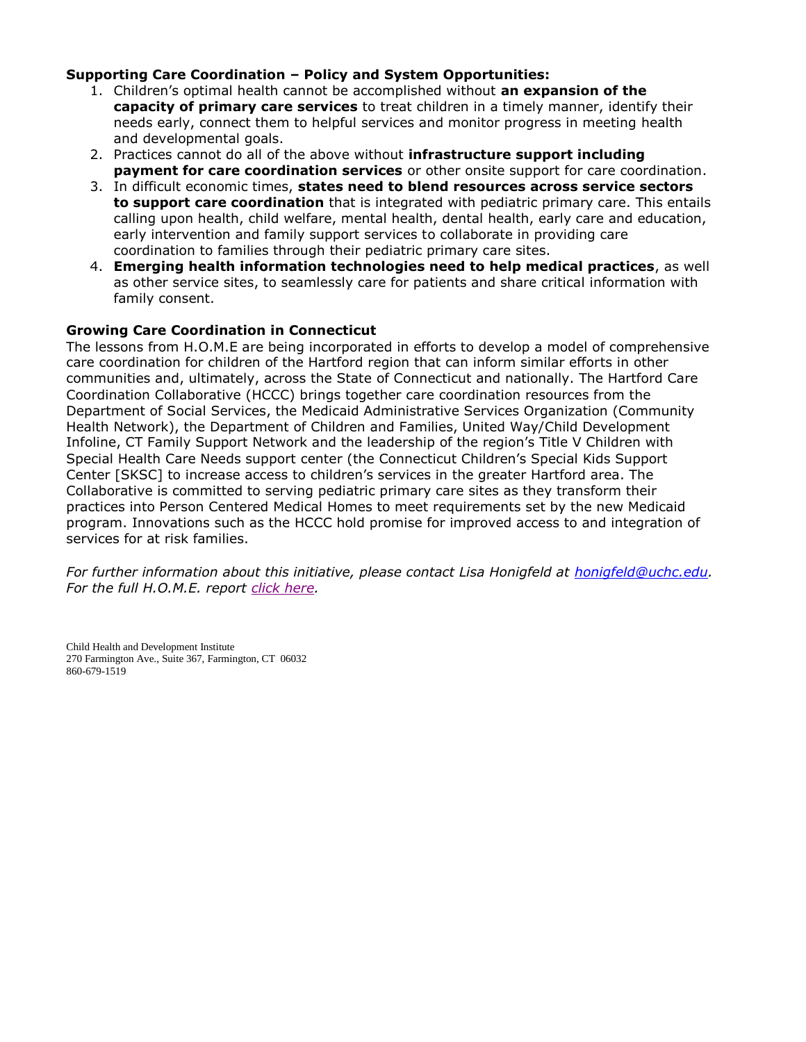**Supporting Care Coordination – Policy and System Opportunities:**

1. Children's optimal health cannot be accomplished without **an expansion of the capacity of primary care services** to treat children in a timely manner, identify their needs early, connect them to helpful services and monitor progress in meeting health and developmental goals.
2. Practices cannot do all of the above without **infrastructure support including payment for care coordination services** or other onsite support for care coordination.
3. In difficult economic times, **states need to blend resources across service sectors to support care coordination** that is integrated with pediatric primary care. This entails calling upon health, child welfare, mental health, dental health, early care and education, early intervention and family support services to collaborate in providing care coordination to families through their pediatric primary care sites.
4. **Emerging health information technologies need to help medical practices**, as well as other service sites, to seamlessly care for patients and share critical information with family consent.

**Growing Care Coordination in Connecticut**

The lessons from H.O.M.E are being incorporated in efforts to develop a model of comprehensive care coordination for children of the Hartford region that can inform similar efforts in other communities and, ultimately, across the State of Connecticut and nationally. The Hartford Care Coordination Collaborative (HCCC) brings together care coordination resources from the Department of Social Services, the Medicaid Administrative Services Organization (Community Health Network), the Department of Children and Families, United Way/Child Development Infoline, CT Family Support Network and the leadership of the region's Title V Children with Special Health Care Needs support center (the Connecticut Children's Special Kids Support Center [SKSC] to increase access to children's services in the greater Hartford area. The Collaborative is committed to serving pediatric primary care sites as they transform their practices into Person Centered Medical Homes to meet requirements set by the new Medicaid program. Innovations such as the HCCC hold promise for improved access to and integration of services for at risk families.

*For further information about this initiative, please contact Lisa Honigfeld at honigfeld@uchc.edu. For the full H.O.M.E. report click here.*

Child Health and Development Institute
270 Farmington Ave., Suite 367, Farmington, CT 06032
860-679-1519